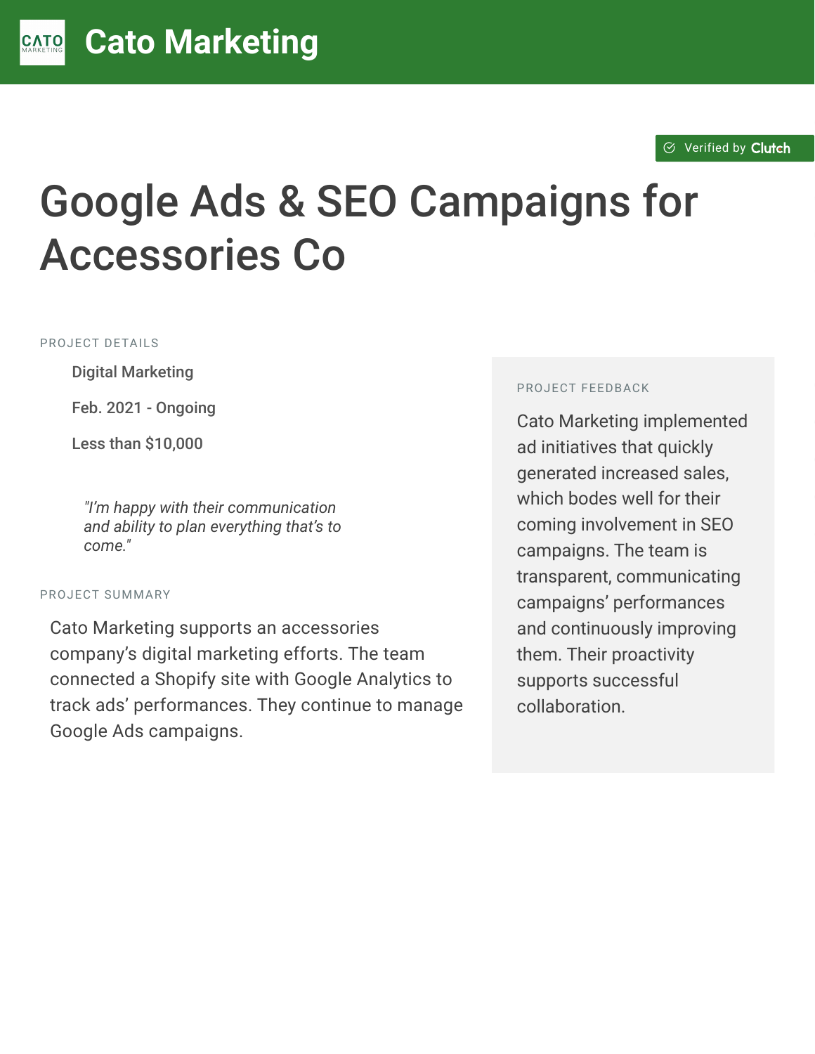# Cato Marketing

Verified by Clutch

# Google Ads & SEO Campaigns for Accessories Co

PROJECT DETAILS

- Digital Marketing
- Feb. 2021 - Ongoing
- Less than $10,000

*"I'm happy with their communication and ability to plan everything that's to come."*

PROJECT SUMMARY

Cato Marketing supports an accessories company's digital marketing efforts. The team connected a Shopify site with Google Analytics to track ads' performances. They continue to manage Google Ads campaigns.

PROJECT FEEDBACK

Cato Marketing implemented ad initiatives that quickly generated increased sales, which bodes well for their coming involvement in SEO campaigns. The team is transparent, communicating campaigns' performances and continuously improving them. Their proactivity supports successful collaboration.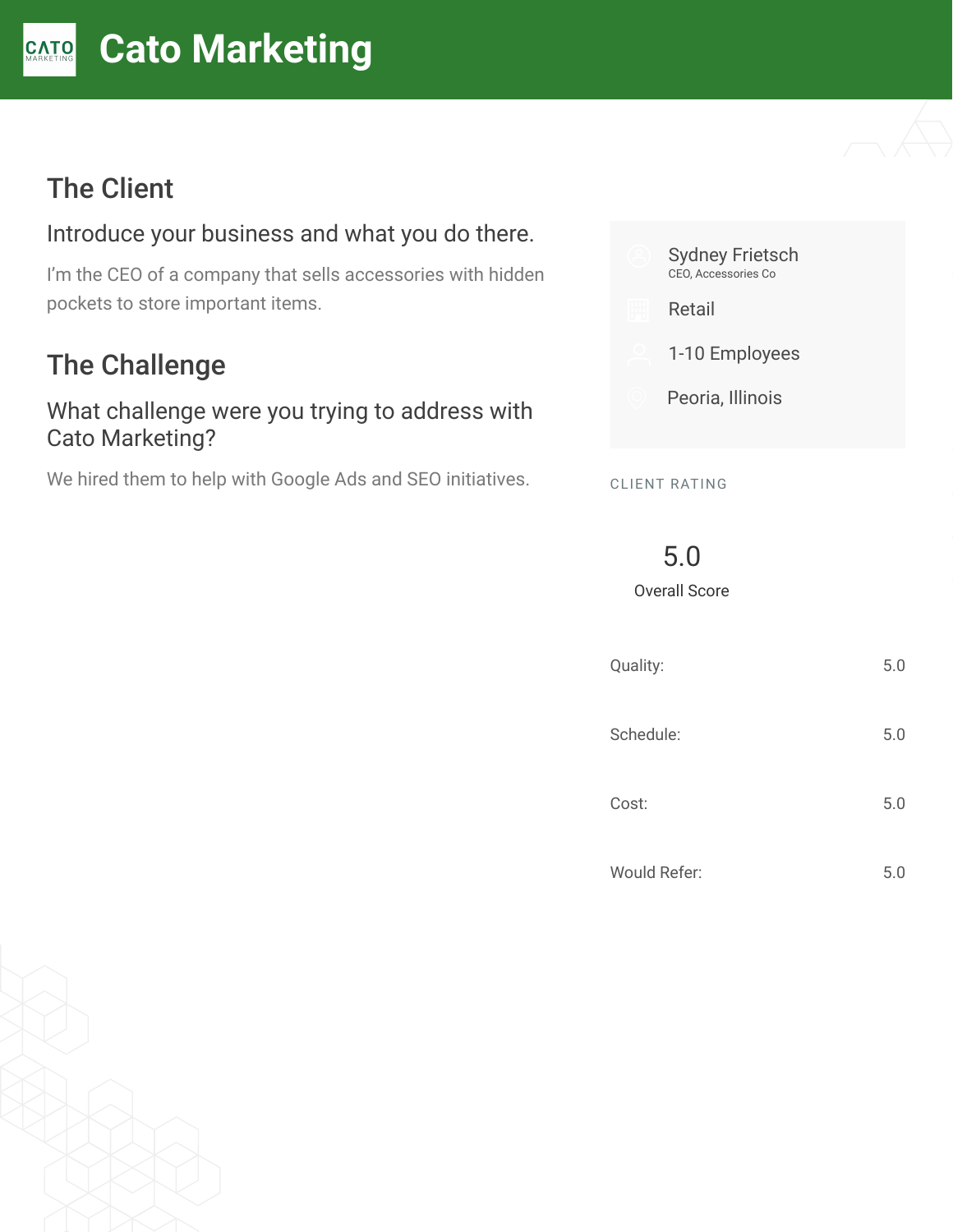# Cato Marketing

## The Client

### Introduce your business and what you do there.

I'm the CEO of a company that sells accessories with hidden pockets to store important items.

## The Challenge

### What challenge were you trying to address with Cato Marketing?

We hired them to help with Google Ads and SEO initiatives.

Sydney Frietsch
CEO, Accessories Co

Retail

1-10 Employees

Peoria, Illinois

CLIENT RATING

5.0
Overall Score

| | |
|---|---|
| Quality: | 5.0 |
| Schedule: | 5.0 |
| Cost: | 5.0 |
| Would Refer: | 5.0 |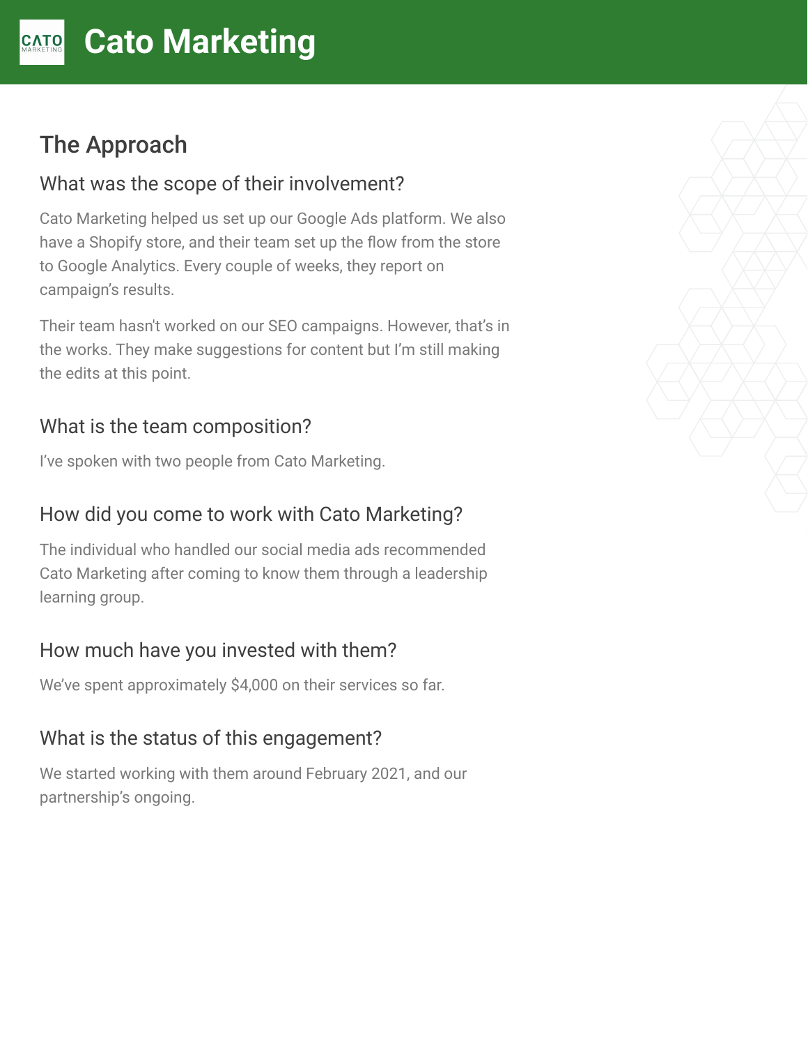# Cato Marketing

## The Approach

### What was the scope of their involvement?

Cato Marketing helped us set up our Google Ads platform. We also have a Shopify store, and their team set up the flow from the store to Google Analytics. Every couple of weeks, they report on campaign's results.

Their team hasn't worked on our SEO campaigns. However, that's in the works. They make suggestions for content but I'm still making the edits at this point.

### What is the team composition?

I've spoken with two people from Cato Marketing.

### How did you come to work with Cato Marketing?

The individual who handled our social media ads recommended Cato Marketing after coming to know them through a leadership learning group.

### How much have you invested with them?

We've spent approximately $4,000 on their services so far.

### What is the status of this engagement?

We started working with them around February 2021, and our partnership's ongoing.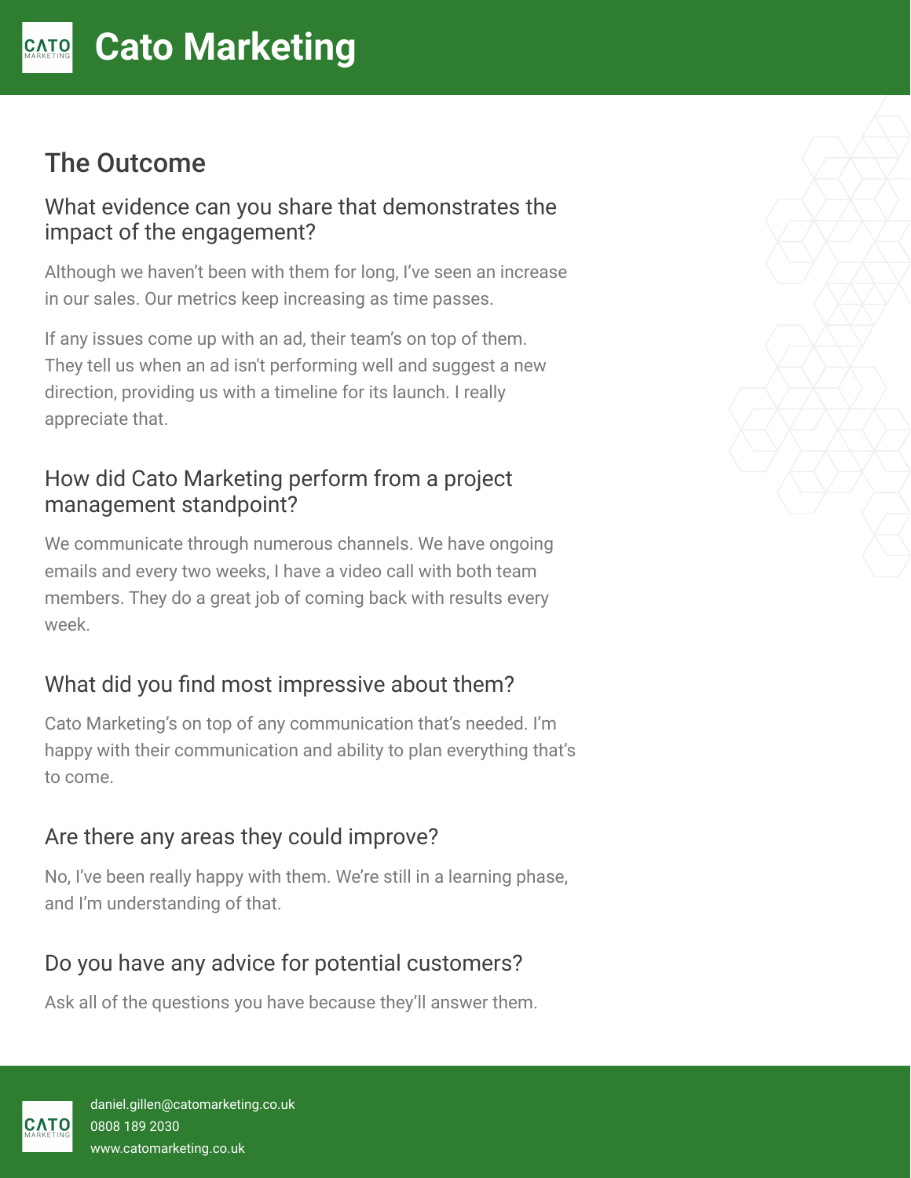## The Outcome

### What evidence can you share that demonstrates the impact of the engagement?

Although we haven't been with them for long, I've seen an increase in our sales. Our metrics keep increasing as time passes.

If any issues come up with an ad, their team's on top of them. They tell us when an ad isn't performing well and suggest a new direction, providing us with a timeline for its launch. I really appreciate that.

### How did Cato Marketing perform from a project management standpoint?

We communicate through numerous channels. We have ongoing emails and every two weeks, I have a video call with both team members. They do a great job of coming back with results every week.

### What did you find most impressive about them?

Cato Marketing's on top of any communication that's needed. I'm happy with their communication and ability to plan everything that's to come.

### Are there any areas they could improve?

No, I've been really happy with them. We're still in a learning phase, and I'm understanding of that.

### Do you have any advice for potential customers?

Ask all of the questions you have because they'll answer them.